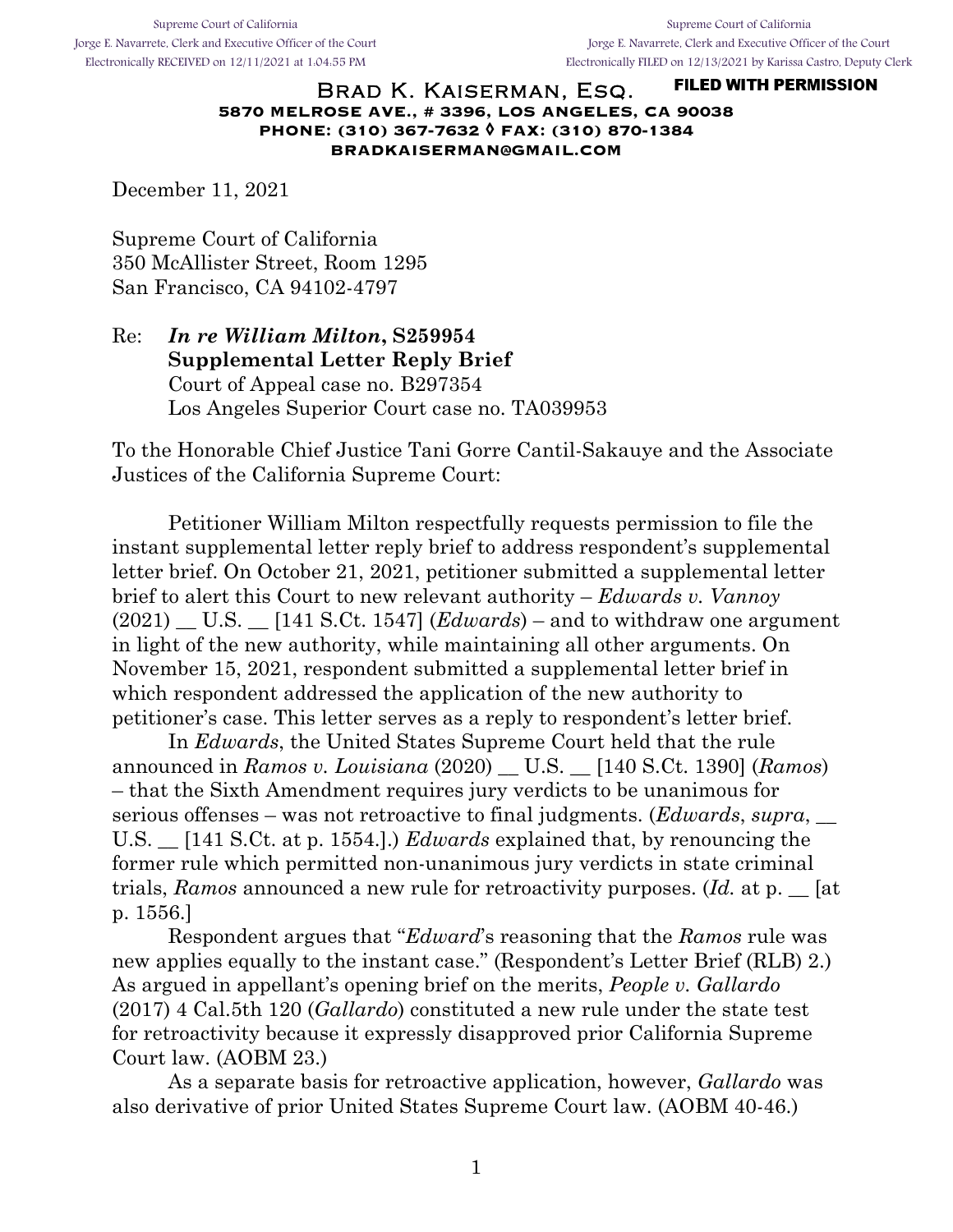Supreme Court of California
Jorge E. Navarrete, Clerk and Executive Officer of the Court
Electronically RECEIVED on 12/11/2021 at 1:04:55 PM

Supreme Court of California
Jorge E. Navarrete, Clerk and Executive Officer of the Court
Electronically FILED on 12/13/2021 by Karissa Castro, Deputy Clerk

**FILED WITH PERMISSION**

BRAD K. KAISERMAN, ESQ.
**5870 MELROSE AVE., # 3396, LOS ANGELES, CA 90038**
**PHONE: (310) 367-7632 ◊ FAX: (310) 870-1384**
**BRADKAISERMAN@GMAIL.COM**

December 11, 2021

Supreme Court of California
350 McAllister Street, Room 1295
San Francisco, CA 94102-4797

Re: ***In re William Milton*, S259954**
**Supplemental Letter Reply Brief**
Court of Appeal case no. B297354
Los Angeles Superior Court case no. TA039953

To the Honorable Chief Justice Tani Gorre Cantil-Sakauye and the Associate Justices of the California Supreme Court:

Petitioner William Milton respectfully requests permission to file the instant supplemental letter reply brief to address respondent's supplemental letter brief. On October 21, 2021, petitioner submitted a supplemental letter brief to alert this Court to new relevant authority – *Edwards v. Vannoy* (2021) __ U.S. __ [141 S.Ct. 1547] (*Edwards*) – and to withdraw one argument in light of the new authority, while maintaining all other arguments. On November 15, 2021, respondent submitted a supplemental letter brief in which respondent addressed the application of the new authority to petitioner's case. This letter serves as a reply to respondent's letter brief.

In *Edwards*, the United States Supreme Court held that the rule announced in *Ramos v. Louisiana* (2020) __ U.S. __ [140 S.Ct. 1390] (*Ramos*) – that the Sixth Amendment requires jury verdicts to be unanimous for serious offenses – was not retroactive to final judgments. (*Edwards*, *supra*, __ U.S. __ [141 S.Ct. at p. 1554.].) *Edwards* explained that, by renouncing the former rule which permitted non-unanimous jury verdicts in state criminal trials, *Ramos* announced a new rule for retroactivity purposes. (*Id.* at p. __ [at p. 1556.]

Respondent argues that "*Edward*'s reasoning that the *Ramos* rule was new applies equally to the instant case." (Respondent's Letter Brief (RLB) 2.) As argued in appellant's opening brief on the merits, *People v. Gallardo* (2017) 4 Cal.5th 120 (*Gallardo*) constituted a new rule under the state test for retroactivity because it expressly disapproved prior California Supreme Court law. (AOBM 23.)

As a separate basis for retroactive application, however, *Gallardo* was also derivative of prior United States Supreme Court law. (AOBM 40-46.)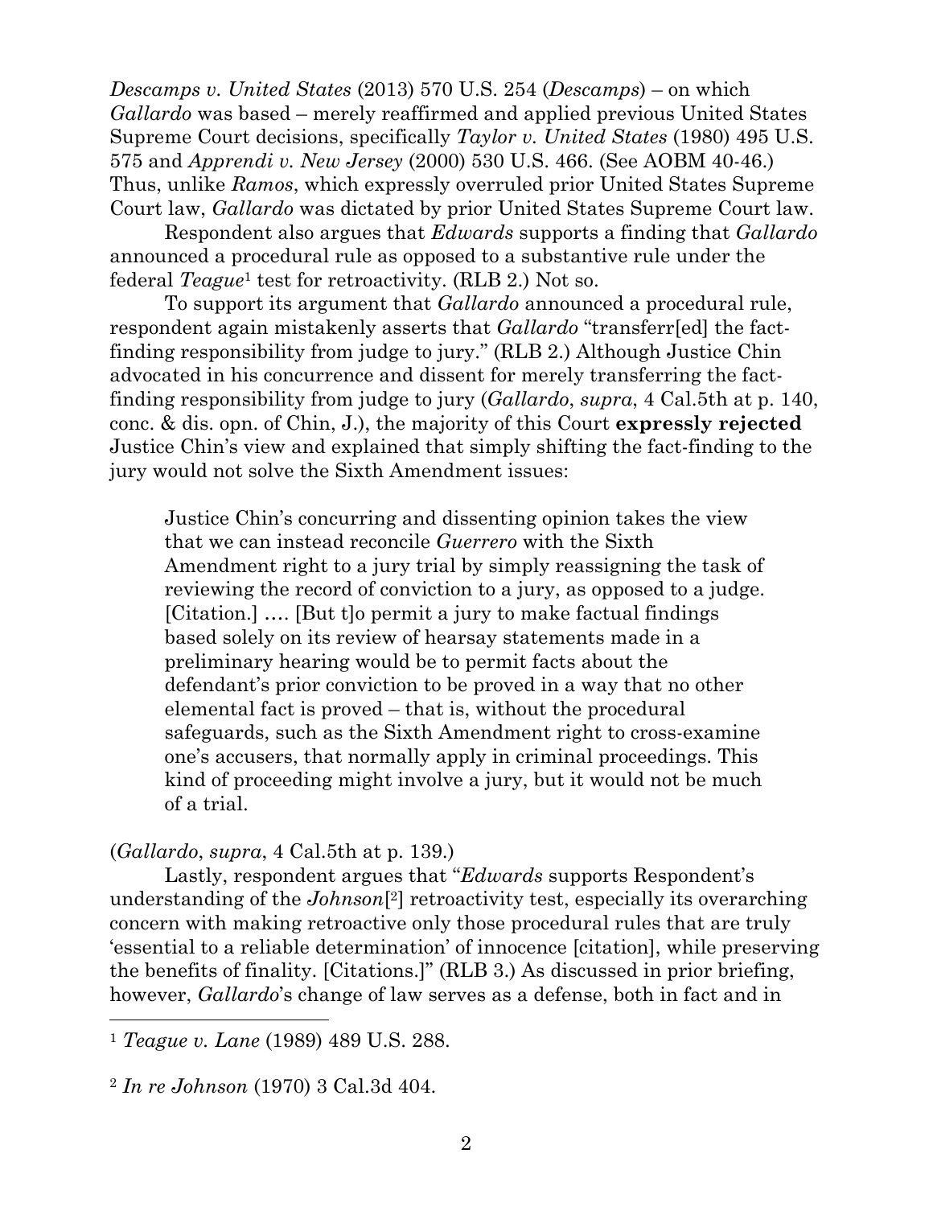*Descamps v. United States* (2013) 570 U.S. 254 (*Descamps*) – on which *Gallardo* was based – merely reaffirmed and applied previous United States Supreme Court decisions, specifically *Taylor v. United States* (1980) 495 U.S. 575 and *Apprendi v. New Jersey* (2000) 530 U.S. 466. (See AOBM 40-46.) Thus, unlike *Ramos*, which expressly overruled prior United States Supreme Court law, *Gallardo* was dictated by prior United States Supreme Court law.

Respondent also argues that *Edwards* supports a finding that *Gallardo* announced a procedural rule as opposed to a substantive rule under the federal *Teague*[1] test for retroactivity. (RLB 2.) Not so.

To support its argument that *Gallardo* announced a procedural rule, respondent again mistakenly asserts that *Gallardo* "transferr[ed] the fact-finding responsibility from judge to jury." (RLB 2.) Although Justice Chin advocated in his concurrence and dissent for merely transferring the fact-finding responsibility from judge to jury (*Gallardo*, *supra*, 4 Cal.5th at p. 140, conc. & dis. opn. of Chin, J.), the majority of this Court **expressly rejected** Justice Chin's view and explained that simply shifting the fact-finding to the jury would not solve the Sixth Amendment issues:

> Justice Chin's concurring and dissenting opinion takes the view that we can instead reconcile *Guerrero* with the Sixth Amendment right to a jury trial by simply reassigning the task of reviewing the record of conviction to a jury, as opposed to a judge. [Citation.] …. [But t]o permit a jury to make factual findings based solely on its review of hearsay statements made in a preliminary hearing would be to permit facts about the defendant's prior conviction to be proved in a way that no other elemental fact is proved – that is, without the procedural safeguards, such as the Sixth Amendment right to cross-examine one's accusers, that normally apply in criminal proceedings. This kind of proceeding might involve a jury, but it would not be much of a trial.

(*Gallardo*, *supra*, 4 Cal.5th at p. 139.)

Lastly, respondent argues that "*Edwards* supports Respondent's understanding of the *Johnson*[2] retroactivity test, especially its overarching concern with making retroactive only those procedural rules that are truly 'essential to a reliable determination' of innocence [citation], while preserving the benefits of finality. [Citations.]" (RLB 3.) As discussed in prior briefing, however, *Gallardo*'s change of law serves as a defense, both in fact and in

---

[1] *Teague v. Lane* (1989) 489 U.S. 288.

[2] *In re Johnson* (1970) 3 Cal.3d 404.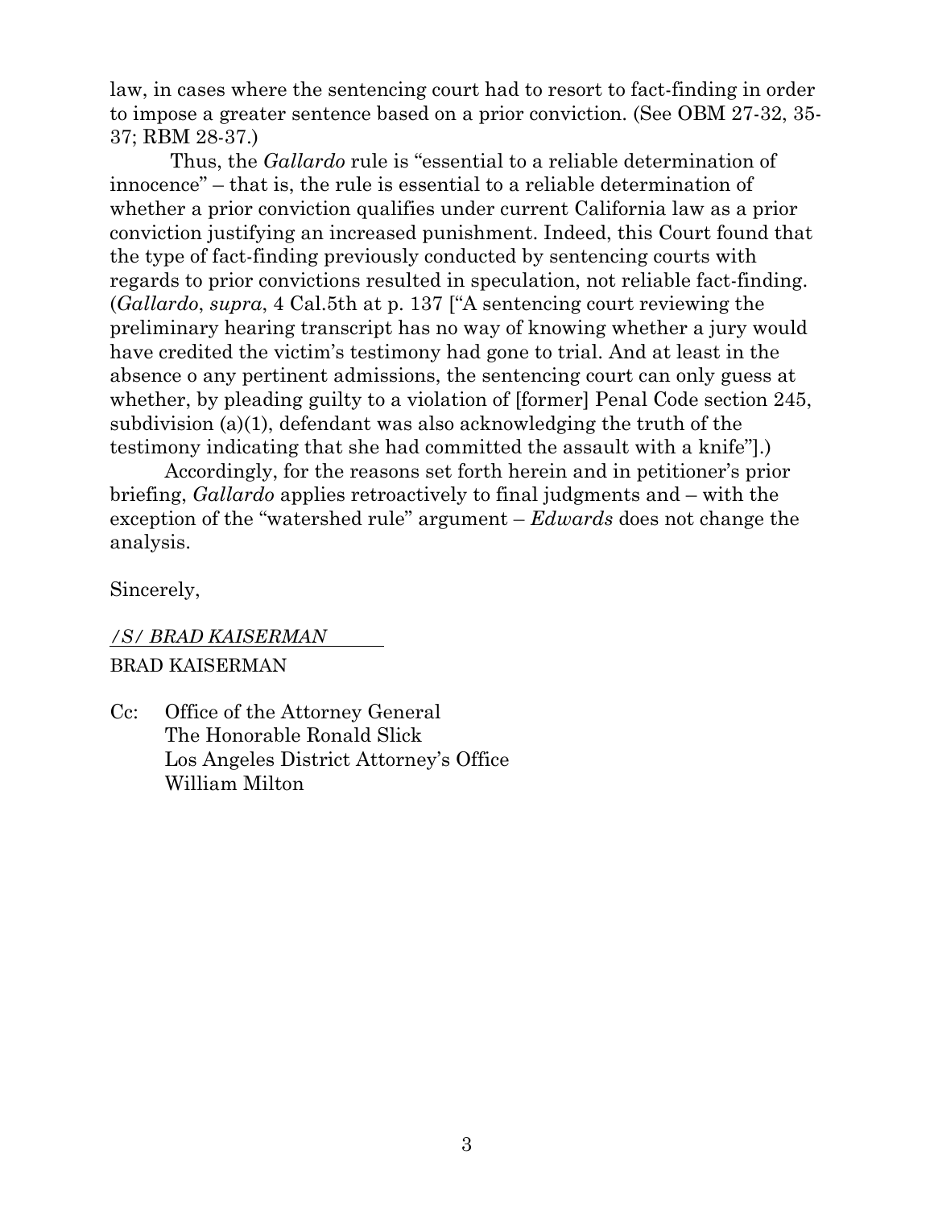law, in cases where the sentencing court had to resort to fact-finding in order to impose a greater sentence based on a prior conviction. (See OBM 27-32, 35-37; RBM 28-37.)

Thus, the *Gallardo* rule is "essential to a reliable determination of innocence" – that is, the rule is essential to a reliable determination of whether a prior conviction qualifies under current California law as a prior conviction justifying an increased punishment. Indeed, this Court found that the type of fact-finding previously conducted by sentencing courts with regards to prior convictions resulted in speculation, not reliable fact-finding. (*Gallardo*, *supra*, 4 Cal.5th at p. 137 ["A sentencing court reviewing the preliminary hearing transcript has no way of knowing whether a jury would have credited the victim's testimony had gone to trial. And at least in the absence o any pertinent admissions, the sentencing court can only guess at whether, by pleading guilty to a violation of [former] Penal Code section 245, subdivision (a)(1), defendant was also acknowledging the truth of the testimony indicating that she had committed the assault with a knife"].)

Accordingly, for the reasons set forth herein and in petitioner's prior briefing, *Gallardo* applies retroactively to final judgments and – with the exception of the "watershed rule" argument – *Edwards* does not change the analysis.

Sincerely,

*/S/ BRAD KAISERMAN*

BRAD KAISERMAN

Cc: Office of the Attorney General
The Honorable Ronald Slick
Los Angeles District Attorney's Office
William Milton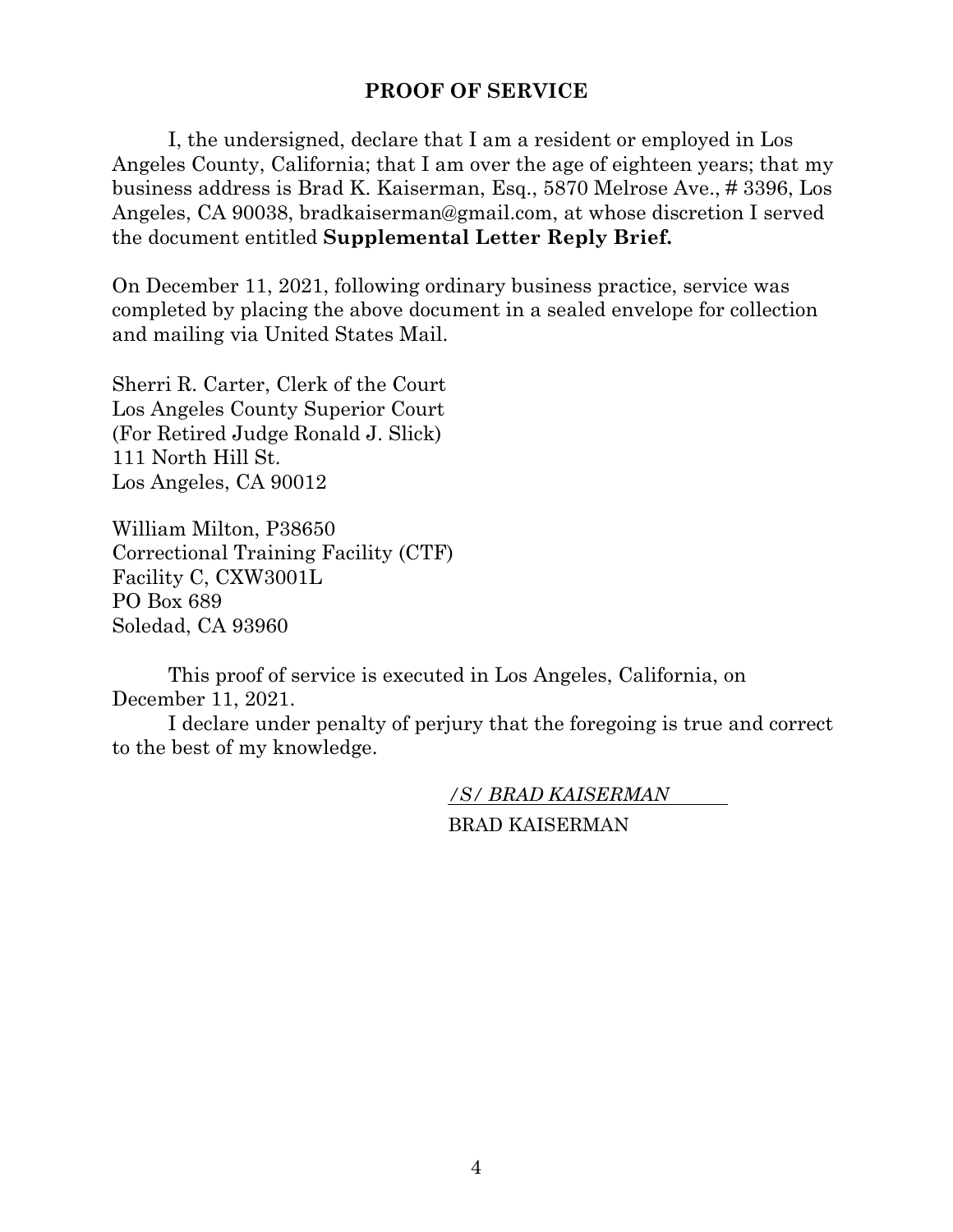## PROOF OF SERVICE

I, the undersigned, declare that I am a resident or employed in Los Angeles County, California; that I am over the age of eighteen years; that my business address is Brad K. Kaiserman, Esq., 5870 Melrose Ave., # 3396, Los Angeles, CA 90038, bradkaiserman@gmail.com, at whose discretion I served the document entitled **Supplemental Letter Reply Brief.**

On December 11, 2021, following ordinary business practice, service was completed by placing the above document in a sealed envelope for collection and mailing via United States Mail.

Sherri R. Carter, Clerk of the Court
Los Angeles County Superior Court
(For Retired Judge Ronald J. Slick)
111 North Hill St.
Los Angeles, CA 90012

William Milton, P38650
Correctional Training Facility (CTF)
Facility C, CXW3001L
PO Box 689
Soledad, CA 93960

This proof of service is executed in Los Angeles, California, on December 11, 2021.

I declare under penalty of perjury that the foregoing is true and correct to the best of my knowledge.

*/S/ BRAD KAISERMAN*
BRAD KAISERMAN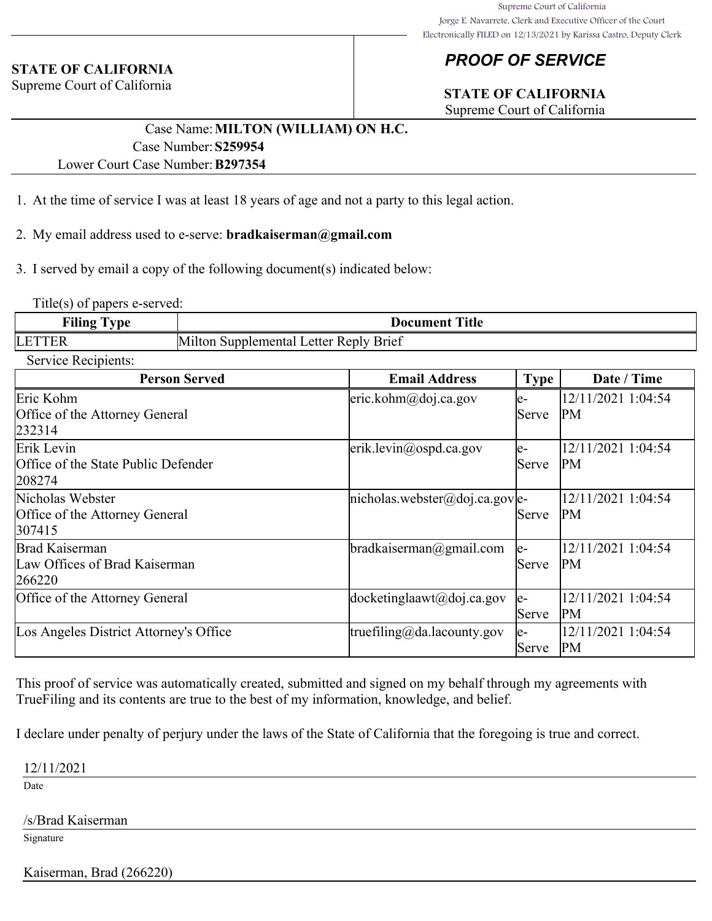Supreme Court of California
Jorge E. Navarrete, Clerk and Executive Officer of the Court
Electronically FILED on 12/13/2021 by Karissa Castro, Deputy Clerk

**STATE OF CALIFORNIA**
Supreme Court of California

## *PROOF OF SERVICE*

**STATE OF CALIFORNIA**
Supreme Court of California

Case Name: **MILTON (WILLIAM) ON H.C.**
Case Number: **S259954**
Lower Court Case Number: **B297354**

1. At the time of service I was at least 18 years of age and not a party to this legal action.

2. My email address used to e-serve: **bradkaiserman@gmail.com**

3. I served by email a copy of the following document(s) indicated below:

Title(s) of papers e-served:

| Filing Type | Document Title |
|---|---|
| LETTER | Milton Supplemental Letter Reply Brief |

Service Recipients:

| Person Served | Email Address | Type | Date / Time |
|---|---|---|---|
| Eric Kohm<br>Office of the Attorney General<br>232314 | eric.kohm@doj.ca.gov | e-Serve | 12/11/2021 1:04:54 PM |
| Erik Levin<br>Office of the State Public Defender<br>208274 | erik.levin@ospd.ca.gov | e-Serve | 12/11/2021 1:04:54 PM |
| Nicholas Webster<br>Office of the Attorney General<br>307415 | nicholas.webster@doj.ca.gov | e-Serve | 12/11/2021 1:04:54 PM |
| Brad Kaiserman<br>Law Offices of Brad Kaiserman<br>266220 | bradkaiserman@gmail.com | e-Serve | 12/11/2021 1:04:54 PM |
| Office of the Attorney General | docketinglaawt@doj.ca.gov | e-Serve | 12/11/2021 1:04:54 PM |
| Los Angeles District Attorney's Office | truefiling@da.lacounty.gov | e-Serve | 12/11/2021 1:04:54 PM |

This proof of service was automatically created, submitted and signed on my behalf through my agreements with TrueFiling and its contents are true to the best of my information, knowledge, and belief.

I declare under penalty of perjury under the laws of the State of California that the foregoing is true and correct.

12/11/2021
Date

/s/Brad Kaiserman
Signature

Kaiserman, Brad (266220)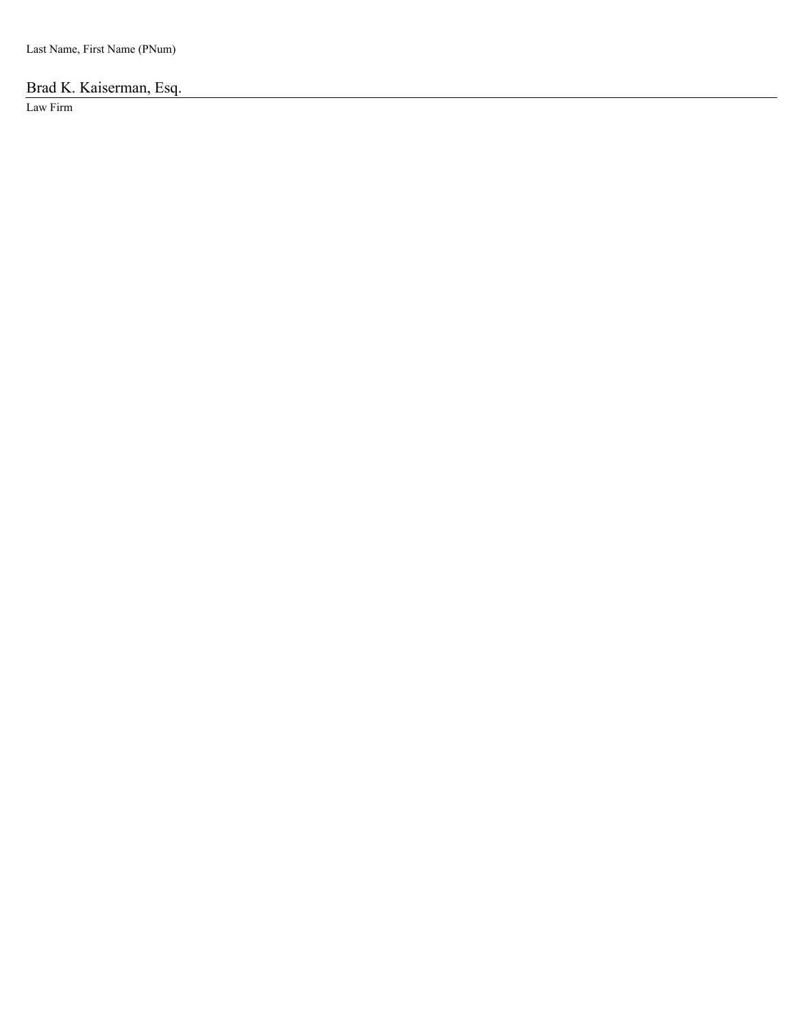Last Name, First Name (PNum)

Brad K. Kaiserman, Esq.

---

Law Firm